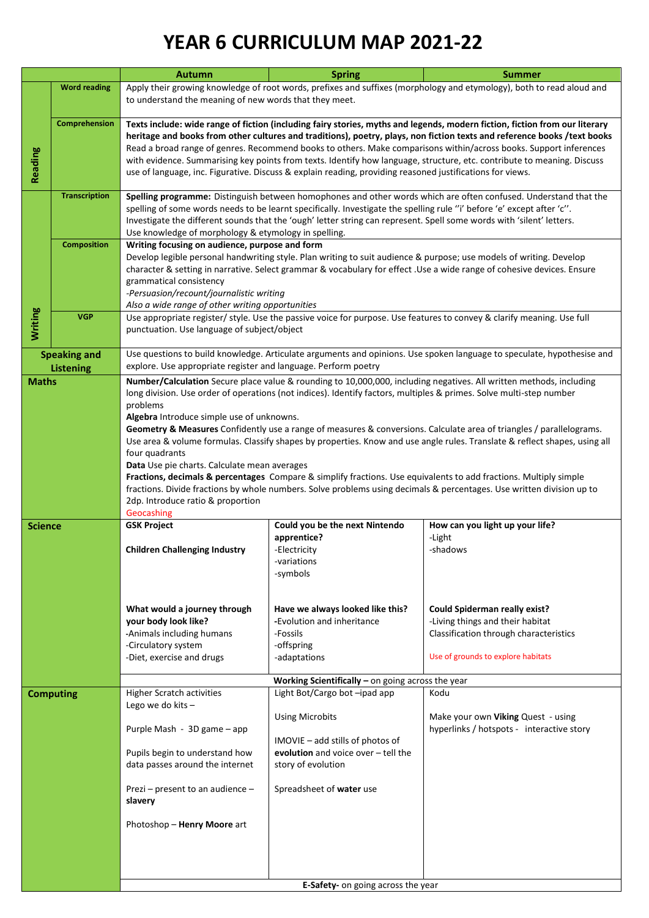# YEAR 6 CURRICULUM MAP 2021-22

| | | Autumn | Spring | Summer |
|---|---|---|---|---|
| **Reading** | **Word reading** | Apply their growing knowledge of root words, prefixes and suffixes (morphology and etymology), both to read aloud and to understand the meaning of new words that they meet. | | |
| | **Comprehension** | **Texts include: wide range of fiction (including fairy stories, myths and legends, modern fiction, fiction from our literary heritage and books from other cultures and traditions), poetry, plays, non fiction texts and reference books /text books** Read a broad range of genres. Recommend books to others. Make comparisons within/across books. Support inferences with evidence. Summarising key points from texts. Identify how language, structure, etc. contribute to meaning. Discuss use of language, inc. Figurative. Discuss & explain reading, providing reasoned justifications for views. | | |
| **Writing** | **Transcription** | **Spelling programme:** Distinguish between homophones and other words which are often confused. Understand that the spelling of some words needs to be learnt specifically. Investigate the spelling rule ''i' before 'e' except after 'c''. Investigate the different sounds that the 'ough' letter string can represent. Spell some words with 'silent' letters. Use knowledge of morphology & etymology in spelling. | | |
| | **Composition** | **Writing focusing on audience, purpose and form** Develop legible personal handwriting style. Plan writing to suit audience & purpose; use models of writing. Develop character & setting in narrative. Select grammar & vocabulary for effect .Use a wide range of cohesive devices. Ensure grammatical consistency *-Persuasion/recount/journalistic writing* *Also a wide range of other writing opportunities* | | |
| | **VGP** | Use appropriate register/ style. Use the passive voice for purpose. Use features to convey & clarify meaning. Use full punctuation. Use language of subject/object | | |
| **Speaking and Listening** | | Use questions to build knowledge. Articulate arguments and opinions. Use spoken language to speculate, hypothesise and explore. Use appropriate register and language. Perform poetry | | |
| **Maths** | | **Number/Calculation** Secure place value & rounding to 10,000,000, including negatives. All written methods, including long division. Use order of operations (not indices). Identify factors, multiples & primes. Solve multi-step number problems<br>**Algebra** Introduce simple use of unknowns.<br>**Geometry & Measures** Confidently use a range of measures & conversions. Calculate area of triangles / parallelograms. Use area & volume formulas. Classify shapes by properties. Know and use angle rules. Translate & reflect shapes, using all four quadrants<br>**Data** Use pie charts. Calculate mean averages<br>**Fractions, decimals & percentages** Compare & simplify fractions. Use equivalents to add fractions. Multiply simple fractions. Divide fractions by whole numbers. Solve problems using decimals & percentages. Use written division up to 2dp. Introduce ratio & proportion<br>Geocashing | | |
| **Science** | | **GSK Project**<br>**Children Challenging Industry**<br><br>**What would a journey through your body look like?**<br>-Animals including humans<br>-Circulatory system<br>-Diet, exercise and drugs | **Could you be the next Nintendo apprentice?**<br>-Electricity<br>-variations<br>-symbols<br><br>**Have we always looked like this?**<br>-Evolution and inheritance<br>-Fossils<br>-offspring<br>-adaptations | **How can you light up your life?**<br>-Light<br>-shadows<br><br>**Could Spiderman really exist?**<br>-Living things and their habitat<br>Classification through characteristics<br><br>Use of grounds to explore habitats |
| | | **Working Scientifically –** on going across the year | | |
| **Computing** | | Higher Scratch activities<br>Lego we do kits –<br><br>Purple Mash - 3D game – app<br><br>Pupils begin to understand how data passes around the internet<br><br>Prezi – present to an audience – **slavery**<br><br>Photoshop – **Henry Moore** art | Light Bot/Cargo bot –ipad app<br><br>Using Microbits<br><br>IMOVIE – add stills of photos of **evolution** and voice over – tell the story of evolution<br><br>Spreadsheet of **water** use | Kodu<br><br>Make your own **Viking** Quest - using hyperlinks / hotspots - interactive story |
| | | **E-Safety-** on going across the year | | |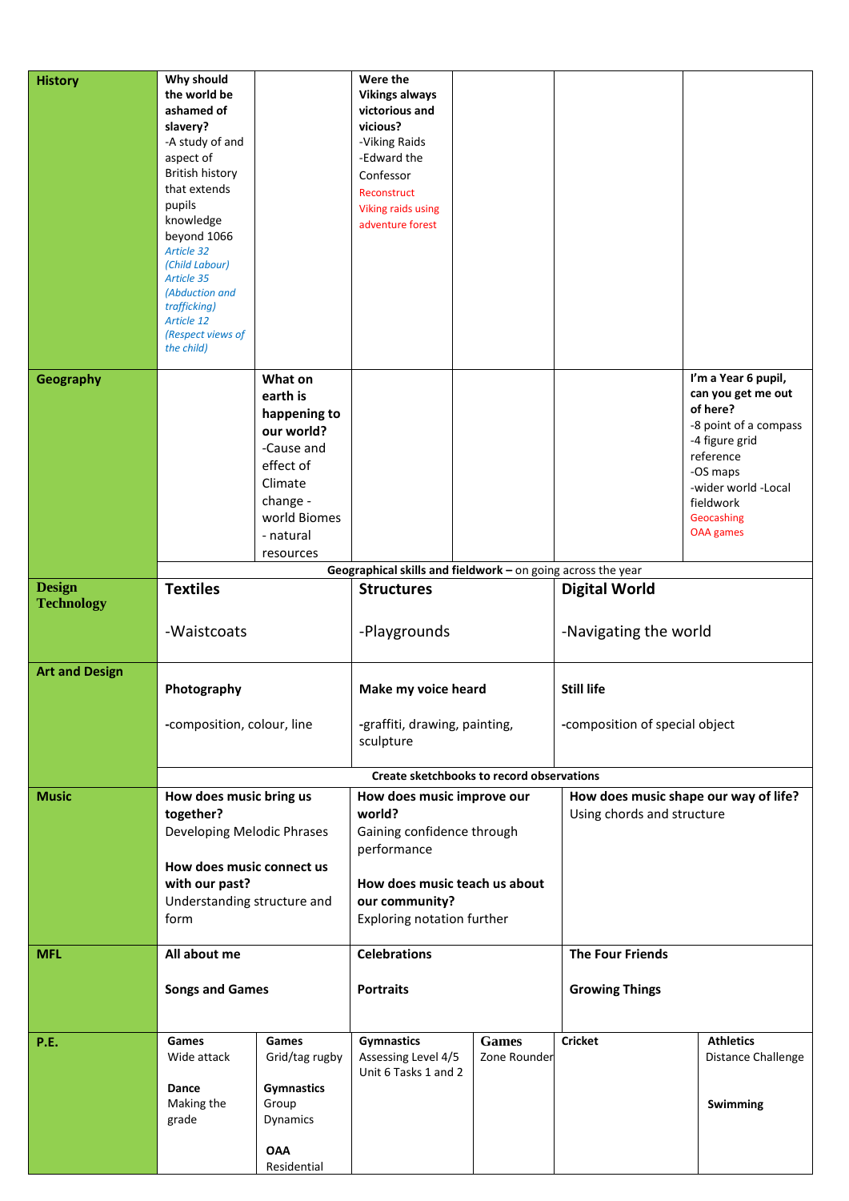| | | | | | | |
|---|---|---|---|---|---|---|
| **History** | **Why should the world be ashamed of slavery?** -A study of and aspect of British history that extends pupils knowledge beyond 1066 *Article 32 (Child Labour) Article 35 (Abduction and trafficking) Article 12 (Respect views of the child)* | | **Were the Vikings always victorious and vicious?** -Viking Raids -Edward the Confessor Reconstruct Viking raids using adventure forest | | | |
| **Geography** | | **What on earth is happening to our world?** -Cause and effect of Climate change - world Biomes - natural resources | | | | **I'm a Year 6 pupil, can you get me out of here?** -8 point of a compass -4 figure grid reference -OS maps -wider world -Local fieldwork Geocashing OAA games |
| | **Geographical skills and fieldwork** – on going across the year | | | | | |
| **Design Technology** | **Textiles** -Waistcoats | | **Structures** -Playgrounds | | **Digital World** -Navigating the world | |
| **Art and Design** | **Photography** -composition, colour, line | | **Make my voice heard** -graffiti, drawing, painting, sculpture | | **Still life** -composition of special object | |
| | **Create sketchbooks to record observations** | | | | | |
| **Music** | **How does music bring us together?** Developing Melodic Phrases **How does music connect us with our past?** Understanding structure and form | | **How does music improve our world?** Gaining confidence through performance **How does music teach us about our community?** Exploring notation further | | **How does music shape our way of life?** Using chords and structure | |
| **MFL** | **All about me** **Songs and Games** | | **Celebrations** **Portraits** | | **The Four Friends** **Growing Things** | |
| **P.E.** | **Games** Wide attack **Dance** Making the grade | **Games** Grid/tag rugby **Gymnastics** Group Dynamics **OAA** Residential | **Gymnastics** Assessing Level 4/5 Unit 6 Tasks 1 and 2 | **Games** Zone Rounder | **Cricket** | **Athletics** Distance Challenge **Swimming** |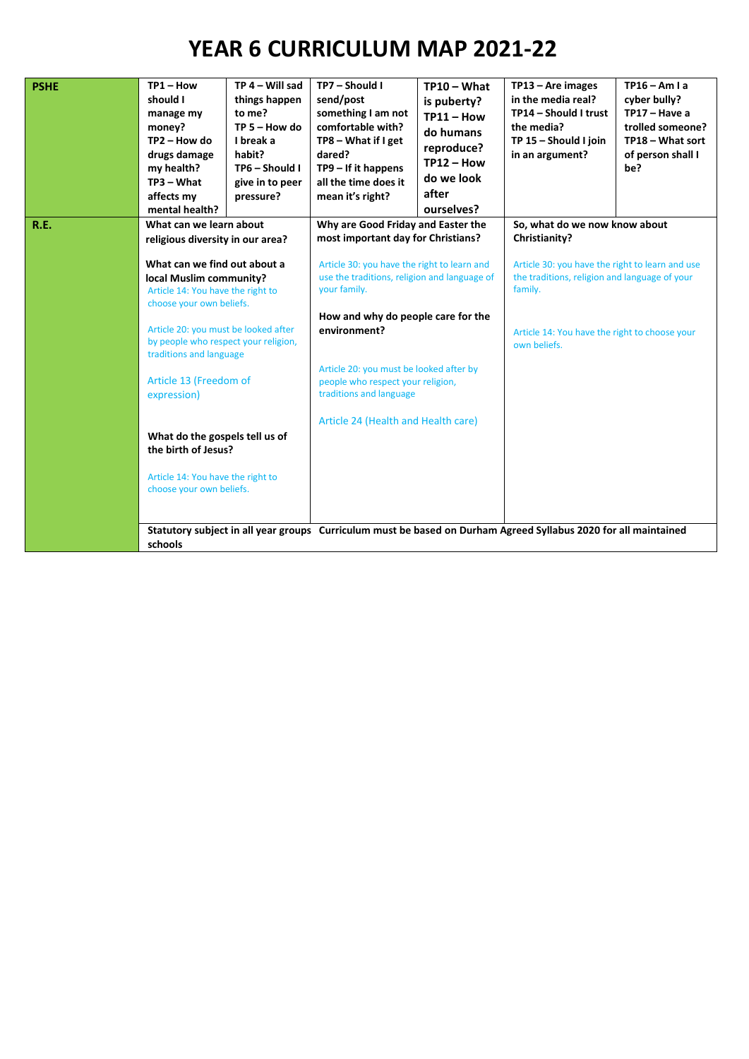# YEAR 6 CURRICULUM MAP 2021-22

| | | | | | | |
|---|---|---|---|---|---|---|
| **PSHE** | **TP1 – How should I manage my money?** **TP2 – How do drugs damage my health?** **TP3 – What affects my mental health?** | **TP 4 – Will sad things happen to me?** **TP 5 – How do I break a habit?** **TP6 – Should I give in to peer pressure?** | **TP7 – Should I send/post something I am not comfortable with?** **TP8 – What if I get dared?** **TP9 – If it happens all the time does it mean it's right?** | **TP10 – What is puberty?** **TP11 – How do humans reproduce?** **TP12 – How do we look after ourselves?** | **TP13 – Are images in the media real?** **TP14 – Should I trust the media?** **TP 15 – Should I join in an argument?** | **TP16 – Am I a cyber bully?** **TP17 – Have a trolled someone?** **TP18 – What sort of person shall I be?** |
| **R.E.** | **What can we learn about religious diversity in our area?** **What can we find out about a local Muslim community?** Article 14: You have the right to choose your own beliefs. Article 20: you must be looked after by people who respect your religion, traditions and language Article 13 (Freedom of expression) **What do the gospels tell us of the birth of Jesus?** Article 14: You have the right to choose your own beliefs. | | **Why are Good Friday and Easter the most important day for Christians?** Article 30: you have the right to learn and use the traditions, religion and language of your family. **How and why do people care for the environment?** Article 20: you must be looked after by people who respect your religion, traditions and language Article 24 (Health and Health care) | | **So, what do we now know about Christianity?** Article 30: you have the right to learn and use the traditions, religion and language of your family. Article 14: You have the right to choose your own beliefs. | |
| | **Statutory subject in all year groups Curriculum must be based on Durham Agreed Syllabus 2020 for all maintained schools** | | | | | |